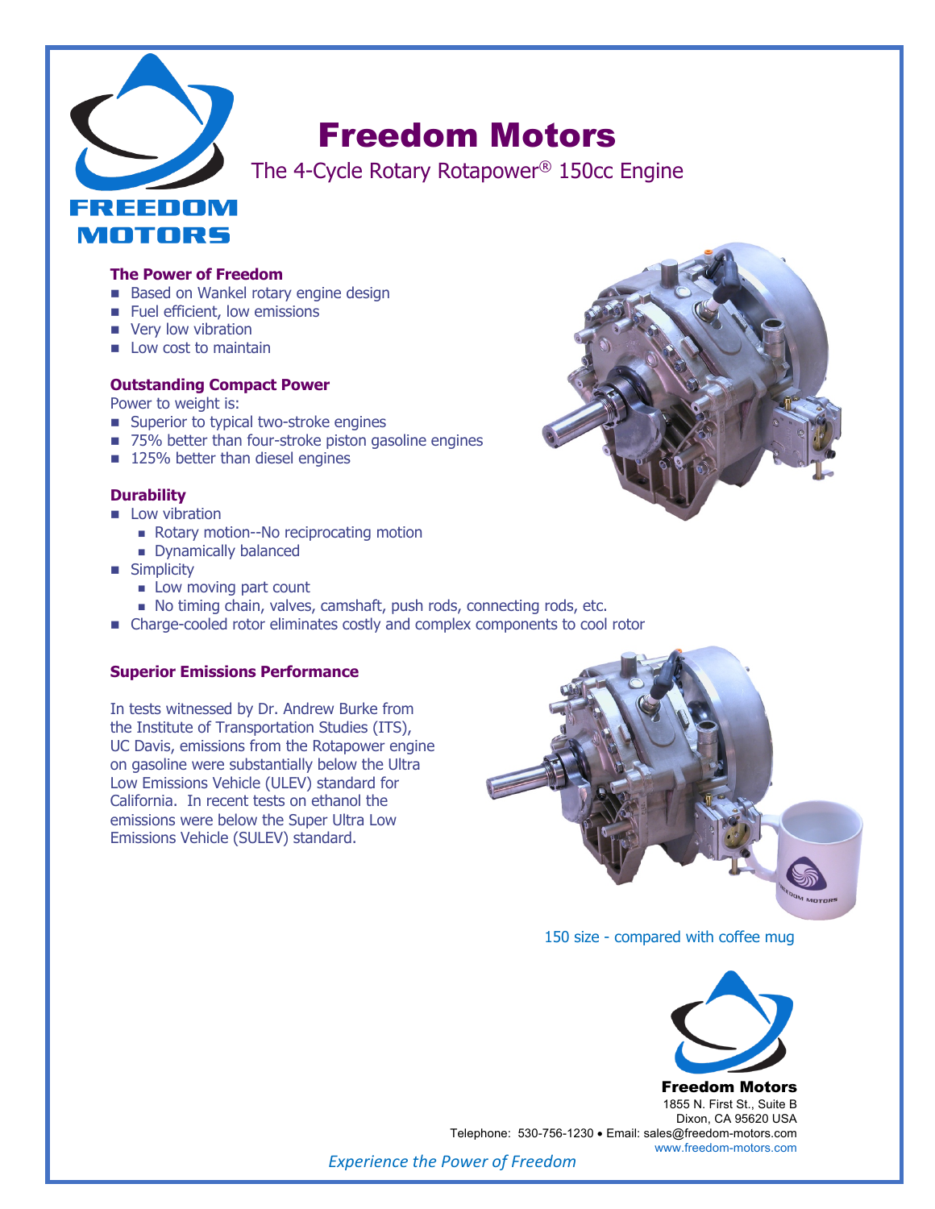# Freedom Motors

The 4-Cycle Rotary Rotapower® 150cc Engine

### The Power of Freedom

- Based on Wankel rotary engine design
- Fuel efficient, low emissions
- Very low vibration
- Low cost to maintain

### Outstanding Compact Power

Power to weight is:

- Superior to typical two-stroke engines
- 75% better than four-stroke piston gasoline engines
- 125% better than diesel engines

### Durability

- Low vibration
  - Rotary motion--No reciprocating motion
  - Dynamically balanced
- Simplicity
  - Low moving part count
  - No timing chain, valves, camshaft, push rods, connecting rods, etc.
- Charge-cooled rotor eliminates costly and complex components to cool rotor

### Superior Emissions Performance

In tests witnessed by Dr. Andrew Burke from the Institute of Transportation Studies (ITS), UC Davis, emissions from the Rotapower engine on gasoline were substantially below the Ultra Low Emissions Vehicle (ULEV) standard for California. In recent tests on ethanol the emissions were below the Super Ultra Low Emissions Vehicle (SULEV) standard.

150 size - compared with coffee mug

**Freedom Motors**
1855 N. First St., Suite B
Dixon, CA 95620 USA
Telephone: 530-756-1230 • Email: sales@freedom-motors.com
www.freedom-motors.com

*Experience the Power of Freedom*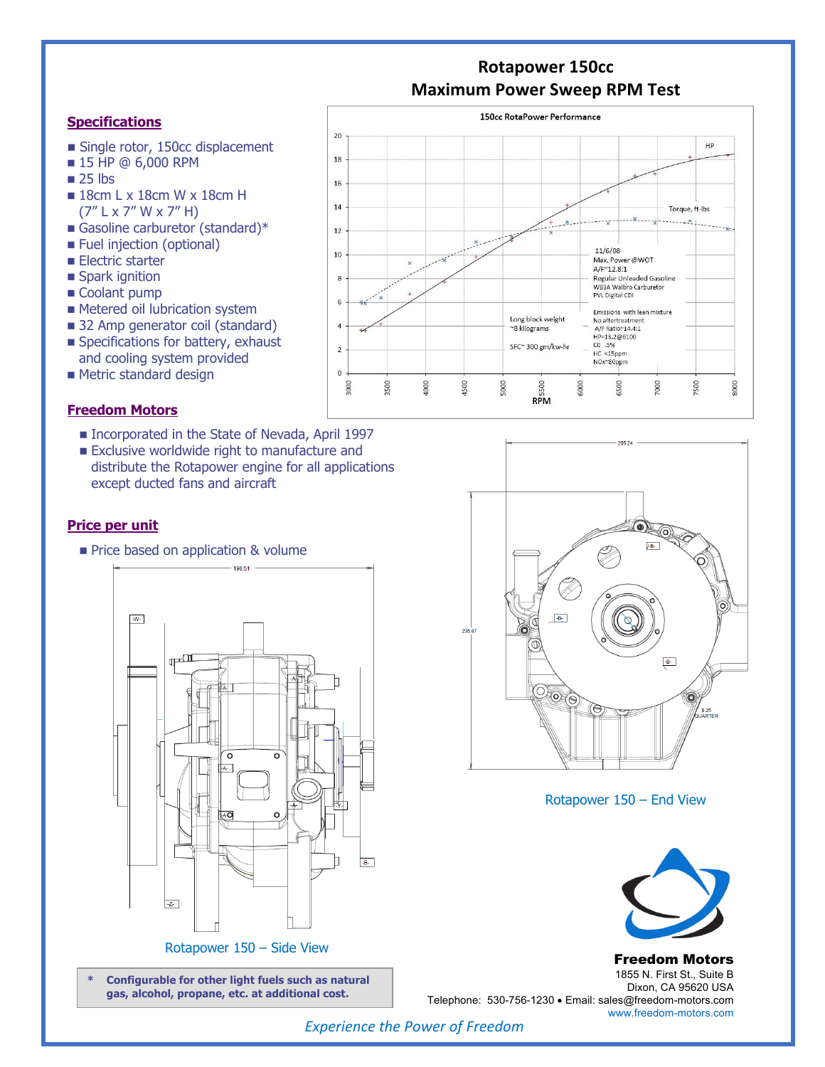# Rotapower 150cc
## Maximum Power Sweep RPM Test

### Specifications

- Single rotor, 150cc displacement
- 15 HP @ 6,000 RPM
- 25 lbs
- 18cm L x 18cm W x 18cm H (7″ L x 7″ W x 7″ H)
- Gasoline carburetor (standard)*
- Fuel injection (optional)
- Electric starter
- Spark ignition
- Coolant pump
- Metered oil lubrication system
- 32 Amp generator coil (standard)
- Specifications for battery, exhaust and cooling system provided
- Metric standard design

150cc RotaPower Performance

HP

Torque, ft-lbs

11/6/08
Max. Power @WOT
A/F~12.8:1
Regular Unleaded Gasoline
WB3A Walbro Carburetor
PVL Digital CDI

Emissions with lean mixture
No aftertreatment
A/F Ratio~14.4:1
HP=13.2@6100
CO .5%
HC <15ppm
NOx~80ppm

Long block weight
~8 kilograms

SFC~ 300 gm/kw-hr

0
2
4
6
8
10
12
14
16
18
20

3000
3500
4000
4500
5000
5500
6000
6500
7000
7500
8000

RPM

### Freedom Motors

- Incorporated in the State of Nevada, April 1997
- Exclusive worldwide right to manufacture and distribute the Rotapower engine for all applications except ducted fans and aircraft

### Price per unit

- Price based on application & volume

205.24

235.87

-B-

$.25 QUARTER

Rotapower 150 – End View

198.51

-W-

-A-

-Z-

-B-

Rotapower 150 – Side View

\* **Configurable for other light fuels such as natural gas, alcohol, propane, etc. at additional cost.**

**Freedom Motors**
1855 N. First St., Suite B
Dixon, CA 95620 USA
Telephone: 530-756-1230 • Email: sales@freedom-motors.com
www.freedom-motors.com

*Experience the Power of Freedom*